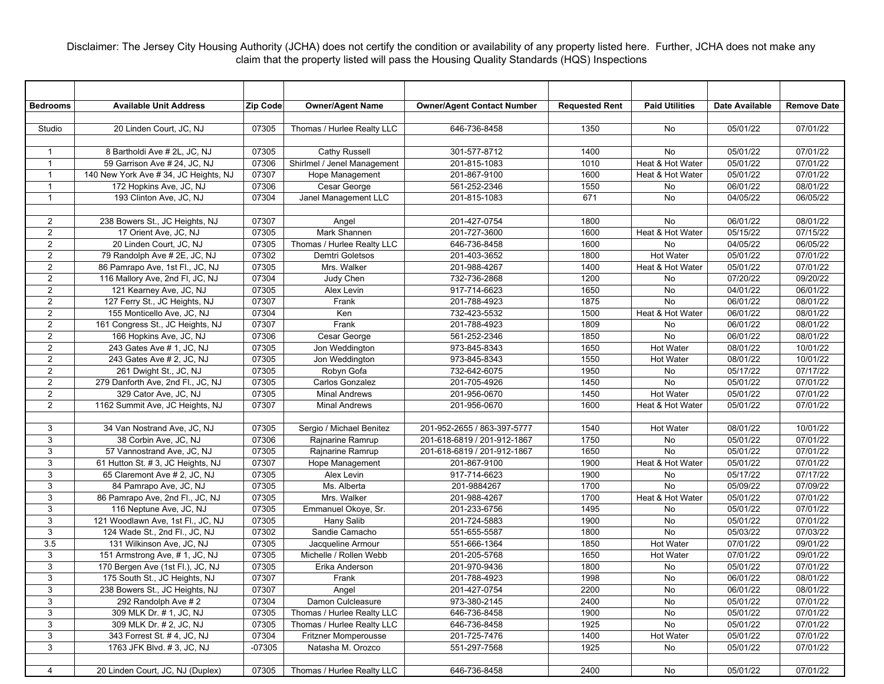Disclaimer: The Jersey City Housing Authority (JCHA) does not certify the condition or availability of any property listed here. Further, JCHA does not make any claim that the property listed will pass the Housing Quality Standards (HQS) Inspections

| Bedrooms | Available Unit Address | Zip Code | Owner/Agent Name | Owner/Agent Contact Number | Requested Rent | Paid Utilities | Date Available | Remove Date |
|---|---|---|---|---|---|---|---|---|
| | | | | | | | | |
| Studio | 20 Linden Court, JC, NJ | 07305 | Thomas / Hurlee Realty LLC | 646-736-8458 | 1350 | No | 05/01/22 | 07/01/22 |
| | | | | | | | | |
| 1 | 8 Bartholdi Ave # 2L, JC, NJ | 07305 | Cathy Russell | 301-577-8712 | 1400 | No | 05/01/22 | 07/01/22 |
| 1 | 59 Garrison Ave # 24, JC, NJ | 07306 | Shirlmel / Jenel Management | 201-815-1083 | 1010 | Heat & Hot Water | 05/01/22 | 07/01/22 |
| 1 | 140 New York Ave # 34, JC Heights, NJ | 07307 | Hope Management | 201-867-9100 | 1600 | Heat & Hot Water | 05/01/22 | 07/01/22 |
| 1 | 172 Hopkins Ave, JC, NJ | 07306 | Cesar George | 561-252-2346 | 1550 | No | 06/01/22 | 08/01/22 |
| 1 | 193 Clinton Ave, JC, NJ | 07304 | Janel Management LLC | 201-815-1083 | 671 | No | 04/05/22 | 06/05/22 |
| | | | | | | | | |
| 2 | 238 Bowers St., JC Heights, NJ | 07307 | Angel | 201-427-0754 | 1800 | No | 06/01/22 | 08/01/22 |
| 2 | 17 Orient Ave, JC, NJ | 07305 | Mark Shannen | 201-727-3600 | 1600 | Heat & Hot Water | 05/15/22 | 07/15/22 |
| 2 | 20 Linden Court, JC, NJ | 07305 | Thomas / Hurlee Realty LLC | 646-736-8458 | 1600 | No | 04/05/22 | 06/05/22 |
| 2 | 79 Randolph Ave # 2E, JC, NJ | 07302 | Demtri Goletsos | 201-403-3652 | 1800 | Hot Water | 05/01/22 | 07/01/22 |
| 2 | 86 Pamrapo Ave, 1st Fl., JC, NJ | 07305 | Mrs. Walker | 201-988-4267 | 1400 | Heat & Hot Water | 05/01/22 | 07/01/22 |
| 2 | 116 Mallory Ave, 2nd Fl, JC, NJ | 07304 | Judy Chen | 732-736-2868 | 1200 | No | 07/20/22 | 09/20/22 |
| 2 | 121 Kearney Ave, JC, NJ | 07305 | Alex Levin | 917-714-6623 | 1650 | No | 04/01/22 | 06/01/22 |
| 2 | 127 Ferry St., JC Heights, NJ | 07307 | Frank | 201-788-4923 | 1875 | No | 06/01/22 | 08/01/22 |
| 2 | 155 Monticello Ave, JC, NJ | 07304 | Ken | 732-423-5532 | 1500 | Heat & Hot Water | 06/01/22 | 08/01/22 |
| 2 | 161 Congress St., JC Heights, NJ | 07307 | Frank | 201-788-4923 | 1809 | No | 06/01/22 | 08/01/22 |
| 2 | 166 Hopkins Ave, JC, NJ | 07306 | Cesar George | 561-252-2346 | 1850 | No | 06/01/22 | 08/01/22 |
| 2 | 243 Gates Ave # 1, JC, NJ | 07305 | Jon Weddington | 973-845-8343 | 1650 | Hot Water | 08/01/22 | 10/01/22 |
| 2 | 243 Gates Ave # 2, JC, NJ | 07305 | Jon Weddington | 973-845-8343 | 1550 | Hot Water | 08/01/22 | 10/01/22 |
| 2 | 261 Dwight St., JC, NJ | 07305 | Robyn Gofa | 732-642-6075 | 1950 | No | 05/17/22 | 07/17/22 |
| 2 | 279 Danforth Ave, 2nd Fl., JC, NJ | 07305 | Carlos Gonzalez | 201-705-4926 | 1450 | No | 05/01/22 | 07/01/22 |
| 2 | 329 Cator Ave, JC, NJ | 07305 | Minal Andrews | 201-956-0670 | 1450 | Hot Water | 05/01/22 | 07/01/22 |
| 2 | 1162 Summit Ave, JC Heights, NJ | 07307 | Minal Andrews | 201-956-0670 | 1600 | Heat & Hot Water | 05/01/22 | 07/01/22 |
| | | | | | | | | |
| 3 | 34 Van Nostrand Ave, JC, NJ | 07305 | Sergio / Michael Benitez | 201-952-2655 / 863-397-5777 | 1540 | Hot Water | 08/01/22 | 10/01/22 |
| 3 | 38 Corbin Ave, JC, NJ | 07306 | Rajnarine Ramrup | 201-618-6819 / 201-912-1867 | 1750 | No | 05/01/22 | 07/01/22 |
| 3 | 57 Vannostrand Ave, JC, NJ | 07305 | Rajnarine Ramrup | 201-618-6819 / 201-912-1867 | 1650 | No | 05/01/22 | 07/01/22 |
| 3 | 61 Hutton St. # 3, JC Heights, NJ | 07307 | Hope Management | 201-867-9100 | 1900 | Heat & Hot Water | 05/01/22 | 07/01/22 |
| 3 | 65 Claremont Ave # 2, JC, NJ | 07305 | Alex Levin | 917-714-6623 | 1900 | No | 05/17/22 | 07/17/22 |
| 3 | 84 Pamrapo Ave, JC, NJ | 07305 | Ms. Alberta | 201-9884267 | 1700 | No | 05/09/22 | 07/09/22 |
| 3 | 86 Pamrapo Ave, 2nd Fl., JC, NJ | 07305 | Mrs. Walker | 201-988-4267 | 1700 | Heat & Hot Water | 05/01/22 | 07/01/22 |
| 3 | 116 Neptune Ave, JC, NJ | 07305 | Emmanuel Okoye, Sr. | 201-233-6756 | 1495 | No | 05/01/22 | 07/01/22 |
| 3 | 121 Woodlawn Ave, 1st Fl., JC, NJ | 07305 | Hany Salib | 201-724-5883 | 1900 | No | 05/01/22 | 07/01/22 |
| 3 | 124 Wade St., 2nd Fl., JC, NJ | 07302 | Sandie Camacho | 551-655-5587 | 1800 | No | 05/03/22 | 07/03/22 |
| 3.5 | 131 Wilkinson Ave, JC, NJ | 07305 | Jacqueline Armour | 551-666-1364 | 1850 | Hot Water | 07/01/22 | 09/01/22 |
| 3 | 151 Armstrong Ave, # 1, JC, NJ | 07305 | Michelle / Rollen Webb | 201-205-5768 | 1650 | Hot Water | 07/01/22 | 09/01/22 |
| 3 | 170 Bergen Ave (1st Fl.), JC, NJ | 07305 | Erika Anderson | 201-970-9436 | 1800 | No | 05/01/22 | 07/01/22 |
| 3 | 175 South St., JC Heights, NJ | 07307 | Frank | 201-788-4923 | 1998 | No | 06/01/22 | 08/01/22 |
| 3 | 238 Bowers St., JC Heights, NJ | 07307 | Angel | 201-427-0754 | 2200 | No | 06/01/22 | 08/01/22 |
| 3 | 292 Randolph Ave # 2 | 07304 | Damon Culcleasure | 973-380-2145 | 2400 | No | 05/01/22 | 07/01/22 |
| 3 | 309 MLK Dr. # 1, JC, NJ | 07305 | Thomas / Hurlee Realty LLC | 646-736-8458 | 1900 | No | 05/01/22 | 07/01/22 |
| 3 | 309 MLK Dr. # 2, JC, NJ | 07305 | Thomas / Hurlee Realty LLC | 646-736-8458 | 1925 | No | 05/01/22 | 07/01/22 |
| 3 | 343 Forrest St. # 4, JC, NJ | 07304 | Fritzner Momperousse | 201-725-7476 | 1400 | Hot Water | 05/01/22 | 07/01/22 |
| 3 | 1763 JFK Blvd. # 3, JC, NJ | -07305 | Natasha M. Orozco | 551-297-7568 | 1925 | No | 05/01/22 | 07/01/22 |
| | | | | | | | | |
| 4 | 20 Linden Court, JC, NJ (Duplex) | 07305 | Thomas / Hurlee Realty LLC | 646-736-8458 | 2400 | No | 05/01/22 | 07/01/22 |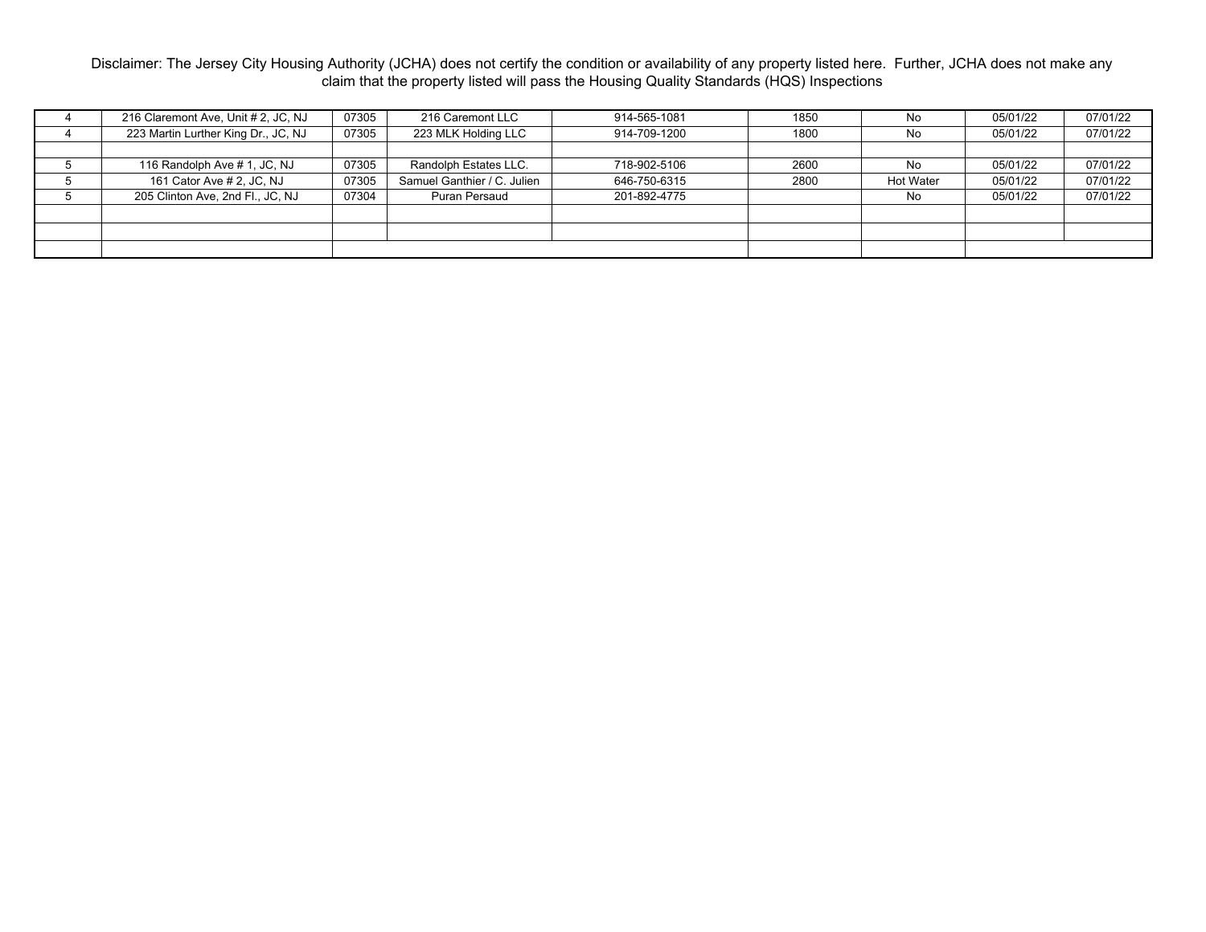Disclaimer: The Jersey City Housing Authority (JCHA) does not certify the condition or availability of any property listed here. Further, JCHA does not make any claim that the property listed will pass the Housing Quality Standards (HQS) Inspections

| | | | | | | | | |
|---|---|---|---|---|---|---|---|---|
| 4 | 216 Claremont Ave, Unit # 2, JC, NJ | 07305 | 216 Caremont LLC | 914-565-1081 | 1850 | No | 05/01/22 | 07/01/22 |
| 4 | 223 Martin Lurther King Dr., JC, NJ | 07305 | 223 MLK Holding LLC | 914-709-1200 | 1800 | No | 05/01/22 | 07/01/22 |
| | | | | | | | | |
| 5 | 116 Randolph Ave # 1, JC, NJ | 07305 | Randolph Estates LLC. | 718-902-5106 | 2600 | No | 05/01/22 | 07/01/22 |
| 5 | 161 Cator Ave # 2, JC, NJ | 07305 | Samuel Ganthier / C. Julien | 646-750-6315 | 2800 | Hot Water | 05/01/22 | 07/01/22 |
| 5 | 205 Clinton Ave, 2nd Fl., JC, NJ | 07304 | Puran Persaud | 201-892-4775 | | No | 05/01/22 | 07/01/22 |
| | | | | | | | | |
| | | | | | | | | |
| | | | | | | | | |